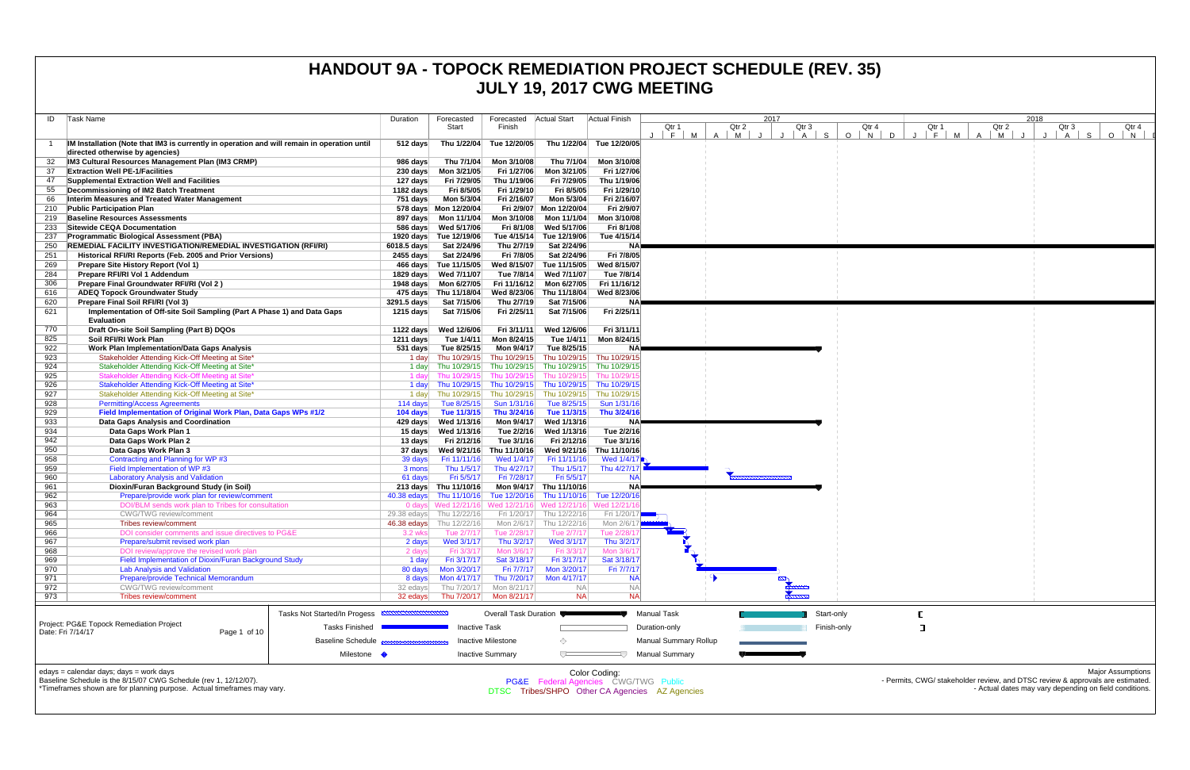# HANDOUT 9A - TOPOCK REMEDIATION PROJECT SCHEDULE (REV. 35)
# JULY 19, 2017 CWG MEETING

| ID | Task Name | Duration | Forecasted Start | Forecasted Finish | Actual Start | Actual Finish |
|---|---|---|---|---|---|---|
| 1 | **IM Installation (Note that IM3 is currently in operation and will remain in operation until directed otherwise by agencies)** | 512 days | Thu 1/22/04 | Tue 12/20/05 | Thu 1/22/04 | Tue 12/20/05 |
| 32 | **IM3 Cultural Resources Management Plan (IM3 CRMP)** | 986 days | Thu 7/1/04 | Mon 3/10/08 | Thu 7/1/04 | Mon 3/10/08 |
| 37 | **Extraction Well PE-1/Facilities** | 230 days | Mon 3/21/05 | Fri 1/27/06 | Mon 3/21/05 | Fri 1/27/06 |
| 47 | **Supplemental Extraction Well and Facilities** | 127 days | Fri 7/29/05 | Thu 1/19/06 | Fri 7/29/05 | Thu 1/19/06 |
| 55 | **Decommissioning of IM2 Batch Treatment** | 1182 days | Fri 8/5/05 | Fri 1/29/10 | Fri 8/5/05 | Fri 1/29/10 |
| 66 | **Interim Measures and Treated Water Management** | 751 days | Mon 5/3/04 | Fri 2/16/07 | Mon 5/3/04 | Fri 2/16/07 |
| 210 | **Public Participation Plan** | 578 days | Mon 12/20/04 | Fri 2/9/07 | Mon 12/20/04 | Fri 2/9/07 |
| 219 | **Baseline Resources Assessments** | 897 days | Mon 11/1/04 | Mon 3/10/08 | Mon 11/1/04 | Mon 3/10/08 |
| 233 | **Sitewide CEQA Documentation** | 586 days | Wed 5/17/06 | Fri 8/1/08 | Wed 5/17/06 | Fri 8/1/08 |
| 237 | **Programmatic Biological Assessment (PBA)** | 1920 days | Tue 12/19/06 | Tue 4/15/14 | Tue 12/19/06 | Tue 4/15/14 |
| 250 | **REMEDIAL FACILITY INVESTIGATION/REMEDIAL INVESTIGATION (RFI/RI)** | 6018.5 days | Sat 2/24/96 | Thu 2/7/19 | Sat 2/24/96 | NA |
| 251 | **Historical RFI/RI Reports (Feb. 2005 and Prior Versions)** | 2455 days | Sat 2/24/96 | Fri 7/8/05 | Sat 2/24/96 | Fri 7/8/05 |
| 269 | **Prepare Site History Report (Vol 1)** | 466 days | Tue 11/15/05 | Wed 8/15/07 | Tue 11/15/05 | Wed 8/15/07 |
| 284 | **Prepare RFI/RI Vol 1 Addendum** | 1829 days | Wed 7/11/07 | Tue 7/8/14 | Wed 7/11/07 | Tue 7/8/14 |
| 306 | **Prepare Final Groundwater RFI/RI (Vol 2 )** | 1948 days | Mon 6/27/05 | Fri 11/16/12 | Mon 6/27/05 | Fri 11/16/12 |
| 616 | **ADEQ Topock Groundwater Study** | 475 days | Thu 11/18/04 | Wed 8/23/06 | Thu 11/18/04 | Wed 8/23/06 |
| 620 | **Prepare Final Soil RFI/RI (Vol 3)** | 3291.5 days | Sat 7/15/06 | Thu 2/7/19 | Sat 7/15/06 | NA |
| 621 | **Implementation of Off-site Soil Sampling (Part A Phase 1) and Data Gaps Evaluation** | 1215 days | Sat 7/15/06 | Fri 2/25/11 | Sat 7/15/06 | Fri 2/25/11 |
| 770 | **Draft On-site Soil Sampling (Part B) DQOs** | 1122 days | Wed 12/6/06 | Fri 3/11/11 | Wed 12/6/06 | Fri 3/11/11 |
| 825 | **Soil RFI/RI Work Plan** | 1211 days | Tue 1/4/11 | Mon 8/24/15 | Tue 1/4/11 | Mon 8/24/15 |
| 922 | **Work Plan Implementation/Data Gaps Analysis** | 531 days | Tue 8/25/15 | Mon 9/4/17 | Tue 8/25/15 | NA |
| 923 | Stakeholder Attending Kick-Off Meeting at Site* | 1 day | Thu 10/29/15 | Thu 10/29/15 | Thu 10/29/15 | Thu 10/29/15 |
| 924 | Stakeholder Attending Kick-Off Meeting at Site* | 1 day | Thu 10/29/15 | Thu 10/29/15 | Thu 10/29/15 | Thu 10/29/15 |
| 925 | Stakeholder Attending Kick-Off Meeting at Site* | 1 day | Thu 10/29/15 | Thu 10/29/15 | Thu 10/29/15 | Thu 10/29/15 |
| 926 | Stakeholder Attending Kick-Off Meeting at Site* | 1 day | Thu 10/29/15 | Thu 10/29/15 | Thu 10/29/15 | Thu 10/29/15 |
| 927 | Stakeholder Attending Kick-Off Meeting at Site* | 1 day | Thu 10/29/15 | Thu 10/29/15 | Thu 10/29/15 | Thu 10/29/15 |
| 928 | Permitting/Access Agreements | 114 days | Tue 8/25/15 | Sun 1/31/16 | Tue 8/25/15 | Sun 1/31/16 |
| 929 | **Field Implementation of Original Work Plan, Data Gaps WPs #1/2** | 104 days | Tue 11/3/15 | Thu 3/24/16 | Tue 11/3/15 | Thu 3/24/16 |
| 933 | **Data Gaps Analysis and Coordination** | 429 days | Wed 1/13/16 | Mon 9/4/17 | Wed 1/13/16 | NA |
| 934 | **Data Gaps Work Plan 1** | 15 days | Wed 1/13/16 | Tue 2/2/16 | Wed 1/13/16 | Tue 2/2/16 |
| 942 | **Data Gaps Work Plan 2** | 13 days | Fri 2/12/16 | Tue 3/1/16 | Fri 2/12/16 | Tue 3/1/16 |
| 950 | **Data Gaps Work Plan 3** | 37 days | Wed 9/21/16 | Thu 11/10/16 | Wed 9/21/16 | Thu 11/10/16 |
| 958 | Contracting and Planning for WP #3 | 39 days | Fri 11/11/16 | Wed 1/4/17 | Fri 11/11/16 | Wed 1/4/17 |
| 959 | Field Implementation of WP #3 | 3 mons | Thu 1/5/17 | Thu 4/27/17 | Thu 1/5/17 | Thu 4/27/17 |
| 960 | Laboratory Analysis and Validation | 61 days | Fri 5/5/17 | Fri 7/28/17 | Fri 5/5/17 | NA |
| 961 | **Dioxin/Furan Background Study (in Soil)** | 213 days | Thu 11/10/16 | Mon 9/4/17 | Thu 11/10/16 | NA |
| 962 | Prepare/provide work plan for review/comment | 40.38 edays | Thu 11/10/16 | Tue 12/20/16 | Thu 11/10/16 | Tue 12/20/16 |
| 963 | DOI/BLM sends work plan to Tribes for consultation | 0 days | Wed 12/21/16 | Wed 12/21/16 | Wed 12/21/16 | Wed 12/21/16 |
| 964 | CWG/TWG review/comment | 29.38 edays | Thu 12/22/16 | Fri 1/20/17 | Thu 12/22/16 | Fri 1/20/17 |
| 965 | Tribes review/comment | 46.38 edays | Thu 12/22/16 | Mon 2/6/17 | Thu 12/22/16 | Mon 2/6/17 |
| 966 | DOI consider comments and issue directives to PG&E | 3.2 wks | Tue 2/7/17 | Tue 2/28/17 | Tue 2/7/17 | Tue 2/28/17 |
| 967 | Prepare/submit revised work plan | 2 days | Wed 3/1/17 | Thu 3/2/17 | Wed 3/1/17 | Thu 3/2/17 |
| 968 | DOI review/approve the revised work plan | 2 days | Fri 3/3/17 | Mon 3/6/17 | Fri 3/3/17 | Mon 3/6/17 |
| 969 | Field Implementation of Dioxin/Furan Background Study | 1 day | Fri 3/17/17 | Sat 3/18/17 | Fri 3/17/17 | Sat 3/18/17 |
| 970 | Lab Analysis and Validation | 80 days | Mon 3/20/17 | Fri 7/7/17 | Mon 3/20/17 | Fri 7/7/17 |
| 971 | Prepare/provide Technical Memorandum | 8 days | Mon 4/17/17 | Thu 7/20/17 | Mon 4/17/17 | NA |
| 972 | CWG/TWG review/comment | 32 edays | Thu 7/20/17 | Mon 8/21/17 | NA | NA |
| 973 | Tribes review/comment | 32 edays | Thu 7/20/17 | Mon 8/21/17 | NA | NA |

Project: PG&E Topock Remediation Project
Date: Fri 7/14/17

Legend: Tasks Not Started/In Progess; Tasks Finished; Baseline Schedule; Milestone; Overall Task Duration; Inactive Task; Inactive Milestone; Inactive Summary; Manual Task; Duration-only; Manual Summary Rollup; Manual Summary; Start-only; Finish-only

edays = calendar days; days = work days
Baseline Schedule is the 8/15/07 CWG Schedule (rev 1, 12/12/07).
*Timeframes shown are for planning purpose. Actual timeframes may vary.

Color Coding:
PG&E Federal Agencies CWG/TWG Public
DTSC Tribes/SHPO Other CA Agencies AZ Agencies

Major Assumptions
- Permits, CWG/ stakeholder review, and DTSC review & approvals are estimated.
- Actual dates may vary depending on field conditions.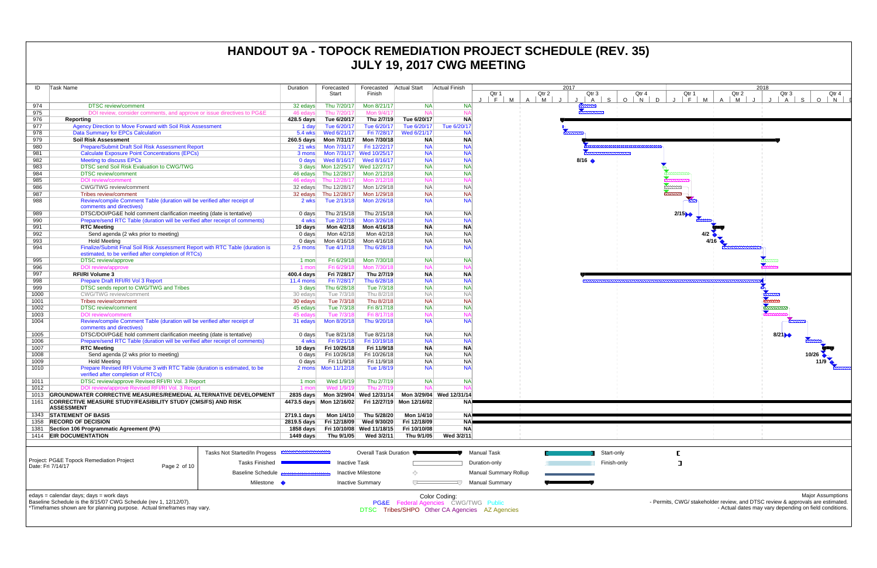# HANDOUT 9A - TOPOCK REMEDIATION PROJECT SCHEDULE (REV. 35)
## JULY 19, 2017 CWG MEETING

| ID | Task Name | Duration | Forecasted Start | Forecasted Finish | Actual Start | Actual Finish |
|---|---|---|---|---|---|---|
| 974 | DTSC review/comment | 32 edays | Thu 7/20/17 | Mon 8/21/17 | NA | NA |
| 975 | DOI review, consider comments, and approve or issue directives to PG&E | 46 edays | Thu 7/20/17 | Mon 9/4/17 | NA | NA |
| 976 | **Reporting** | **428.5 days** | **Tue 6/20/17** | **Thu 2/7/19** | **Tue 6/20/17** | **NA** |
| 977 | Agency Direction to Move Forward with Soil Risk Assessment | 1 day | Tue 6/20/17 | Tue 6/20/17 | Tue 6/20/17 | Tue 6/20/17 |
| 978 | Data Summary for EPCs Calculation | 5.4 wks | Wed 6/21/17 | Fri 7/28/17 | Wed 6/21/17 | NA |
| 979 | **Soil Risk Assessment** | **260.5 days** | **Mon 7/31/17** | **Mon 7/30/18** | **NA** | **NA** |
| 980 | Prepare/Submit Draft Soil Risk Assessment Report | 21 wks | Mon 7/31/17 | Fri 12/22/17 | NA | NA |
| 981 | Calculate Exposure Point Concentrations (EPCs) | 3 mons | Mon 7/31/17 | Wed 10/25/17 | NA | NA |
| 982 | Meeting to discuss EPCs | 0 days | Wed 8/16/17 | Wed 8/16/17 | NA | NA |
| 983 | DTSC send Soil Risk Evaluation to CWG/TWG | 3 days | Mon 12/25/17 | Wed 12/27/17 | NA | NA |
| 984 | DTSC review/comment | 46 edays | Thu 12/28/17 | Mon 2/12/18 | NA | NA |
| 985 | DOI review/comment | 46 edays | Thu 12/28/17 | Mon 2/12/18 | NA | NA |
| 986 | CWG/TWG review/comment | 32 edays | Thu 12/28/17 | Mon 1/29/18 | NA | NA |
| 987 | Tribes review/comment | 32 edays | Thu 12/28/17 | Mon 1/29/18 | NA | NA |
| 988 | Review/compile Comment Table (duration will be verified after receipt of comments and directives) | 2 wks | Tue 2/13/18 | Mon 2/26/18 | NA | NA |
| 989 | DTSC/DOI/PG&E hold comment clarification meeting (date is tentative) | 0 days | Thu 2/15/18 | Thu 2/15/18 | NA | NA |
| 990 | Prepare/send RTC Table (duration will be verified after receipt of comments) | 4 wks | Tue 2/27/18 | Mon 3/26/18 | NA | NA |
| 991 | **RTC Meeting** | **10 days** | **Mon 4/2/18** | **Mon 4/16/18** | **NA** | **NA** |
| 992 | Send agenda (2 wks prior to meeting) | 0 days | Mon 4/2/18 | Mon 4/2/18 | NA | NA |
| 993 | Hold Meeting | 0 days | Mon 4/16/18 | Mon 4/16/18 | NA | NA |
| 994 | Finalize/Submit Final Soil Risk Assessment Report with RTC Table (duration is estimated, to be verified after completion of RTCs) | 2.5 mons | Tue 4/17/18 | Thu 6/28/18 | NA | NA |
| 995 | DTSC review/approve | 1 mon | Fri 6/29/18 | Mon 7/30/18 | NA | NA |
| 996 | DOI review/approve | 1 mon | Fri 6/29/18 | Mon 7/30/18 | NA | NA |
| 997 | **RFI/RI Volume 3** | **400.4 days** | **Fri 7/28/17** | **Thu 2/7/19** | **NA** | **NA** |
| 998 | Prepare Draft RFI/RI Vol 3 Report | 11.4 mons | Fri 7/28/17 | Thu 6/28/18 | NA | NA |
| 999 | DTSC sends report to CWG/TWG and Tribes | 3 days | Thu 6/28/18 | Tue 7/3/18 | NA | NA |
| 1000 | CWG/TWG review/comment | 30 edays | Tue 7/3/18 | Thu 8/2/18 | NA | NA |
| 1001 | Tribes review/comment | 30 edays | Tue 7/3/18 | Thu 8/2/18 | NA | NA |
| 1002 | DTSC review/comment | 45 edays | Tue 7/3/18 | Fri 8/17/18 | NA | NA |
| 1003 | DOI review/comment | 45 edays | Tue 7/3/18 | Fri 8/17/18 | NA | NA |
| 1004 | Review/compile Comment Table (duration will be verified after receipt of comments and directives) | 31 edays | Mon 8/20/18 | Thu 9/20/18 | NA | NA |
| 1005 | DTSC/DOI/PG&E hold comment clarification meeting (date is tentative) | 0 days | Tue 8/21/18 | Tue 8/21/18 | NA | NA |
| 1006 | Prepare/send RTC Table (duration will be verified after receipt of comments) | 4 wks | Fri 9/21/18 | Fri 10/19/18 | NA | NA |
| 1007 | **RTC Meeting** | **10 days** | **Fri 10/26/18** | **Fri 11/9/18** | **NA** | **NA** |
| 1008 | Send agenda (2 wks prior to meeting) | 0 days | Fri 10/26/18 | Fri 10/26/18 | NA | NA |
| 1009 | Hold Meeting | 0 days | Fri 11/9/18 | Fri 11/9/18 | NA | NA |
| 1010 | Prepare Revised RFI Volume 3 with RTC Table (duration is estimated, to be verified after completion of RTCs) | 2 mons | Mon 11/12/18 | Tue 1/8/19 | NA | NA |
| 1011 | DTSC review/approve Revised RFI/RI Vol. 3 Report | 1 mon | Wed 1/9/19 | Thu 2/7/19 | NA | NA |
| 1012 | DOI review/approve Revised RFI/RI Vol. 3 Report | 1 mon | Wed 1/9/19 | Thu 2/7/19 | NA | NA |
| 1013 | **GROUNDWATER CORRECTIVE MEASURES/REMEDIAL ALTERNATIVE DEVELOPMENT** | **2835 days** | **Mon 3/29/04** | **Wed 12/31/14** | **Mon 3/29/04** | **Wed 12/31/14** |
| 1161 | **CORRECTIVE MEASURE STUDY/FEASIBILITY STUDY (CMS/FS) AND RISK ASSESSMENT** | **4473.5 days** | **Mon 12/16/02** | **Fri 12/27/19** | **Mon 12/16/02** | **NA** |
| 1343 | **STATEMENT OF BASIS** | **2719.1 days** | **Mon 1/4/10** | **Thu 5/28/20** | **Mon 1/4/10** | **NA** |
| 1358 | **RECORD OF DECISION** | **2819.5 days** | **Fri 12/18/09** | **Wed 9/30/20** | **Fri 12/18/09** | **NA** |
| 1381 | **Section 106 Programmatic Agreement (PA)** | **1858 days** | **Fri 10/10/08** | **Wed 11/18/15** | **Fri 10/10/08** | **NA** |
| 1414 | **EIR DOCUMENTATION** | **1449 days** | **Thu 9/1/05** | **Wed 3/2/11** | **Thu 9/1/05** | **Wed 3/2/11** |

Project: PG&E Topock Remediation Project
Date: Fri 7/14/17

Legend: Tasks Not Started/In Progess; Tasks Finished; Baseline Schedule; Milestone; Overall Task Duration; Inactive Task; Inactive Milestone; Inactive Summary; Manual Task; Duration-only; Manual Summary Rollup; Manual Summary; Start-only; Finish-only

edays = calendar days; days = work days
Baseline Schedule is the 8/15/07 CWG Schedule (rev 1, 12/12/07).
*Timeframes shown are for planning purpose. Actual timeframes may vary.

Color Coding:
PG&E Federal Agencies CWG/TWG Public
DTSC Tribes/SHPO Other CA Agencies AZ Agencies

Major Assumptions
- Permits, CWG/ stakeholder review, and DTSC review & approvals are estimated.
- Actual dates may vary depending on field conditions.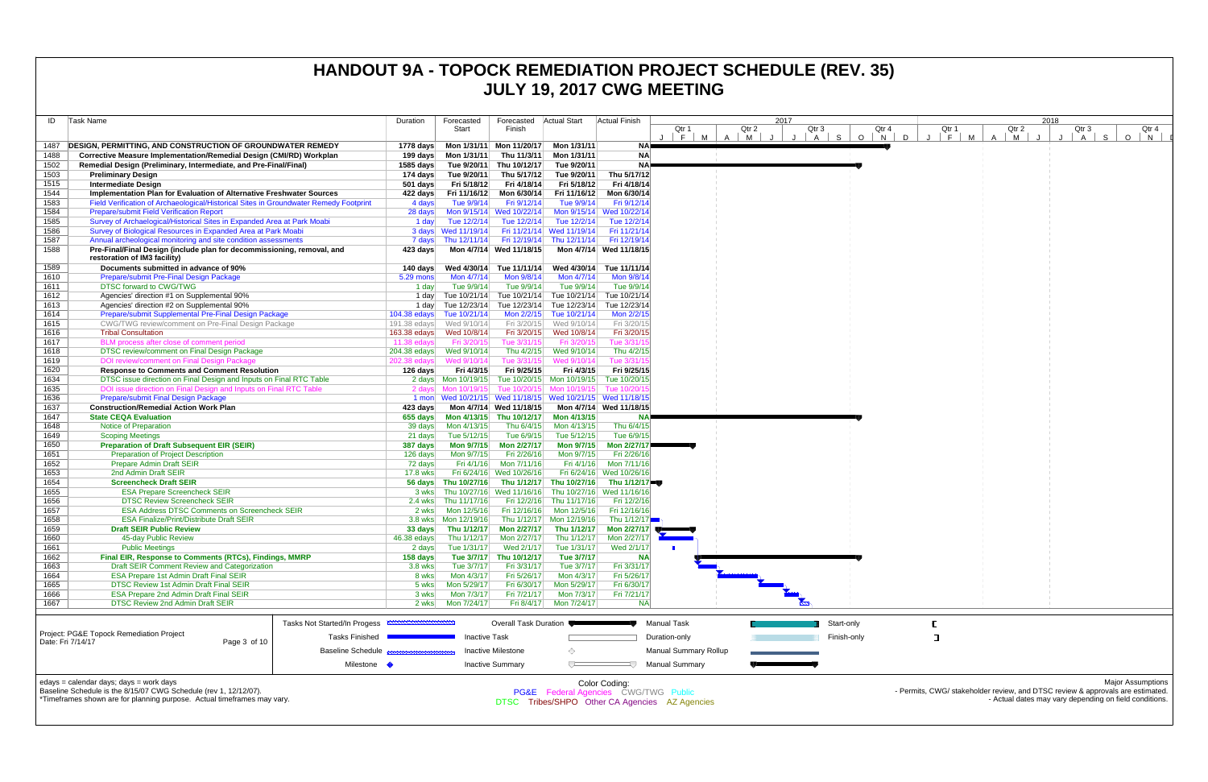# HANDOUT 9A - TOPOCK REMEDIATION PROJECT SCHEDULE (REV. 35)
# JULY 19, 2017 CWG MEETING

| ID | Task Name | Duration | Forecasted Start | Forecasted Finish | Actual Start | Actual Finish |
|---|---|---|---|---|---|---|
| 1487 | **DESIGN, PERMITTING, AND CONSTRUCTION OF GROUNDWATER REMEDY** | **1778 days** | **Mon 1/31/11** | **Mon 11/20/17** | **Mon 1/31/11** | **NA** |
| 1488 | **Corrective Measure Implementation/Remedial Design (CMI/RD) Workplan** | **199 days** | **Mon 1/31/11** | **Thu 11/3/11** | **Mon 1/31/11** | **NA** |
| 1502 | **Remedial Design (Preliminary, Intermediate, and Pre-Final/Final)** | **1585 days** | **Tue 9/20/11** | **Thu 10/12/17** | **Tue 9/20/11** | **NA** |
| 1503 | **Preliminary Design** | **174 days** | **Tue 9/20/11** | **Thu 5/17/12** | **Tue 9/20/11** | **Thu 5/17/12** |
| 1515 | **Intermediate Design** | **501 days** | **Fri 5/18/12** | **Fri 4/18/14** | **Fri 5/18/12** | **Fri 4/18/14** |
| 1544 | **Implementation Plan for Evaluation of Alternative Freshwater Sources** | **422 days** | **Fri 11/16/12** | **Mon 6/30/14** | **Fri 11/16/12** | **Mon 6/30/14** |
| 1583 | Field Verification of Archaeological/Historical Sites in Groundwater Remedy Footprint | 4 days | Tue 9/9/14 | Fri 9/12/14 | Tue 9/9/14 | Fri 9/12/14 |
| 1584 | Prepare/submit Field Verification Report | 28 days | Mon 9/15/14 | Wed 10/22/14 | Mon 9/15/14 | Wed 10/22/14 |
| 1585 | Survey of Archaeological/Historical Sites in Expanded Area at Park Moabi | 1 day | Tue 12/2/14 | Tue 12/2/14 | Tue 12/2/14 | Tue 12/2/14 |
| 1586 | Survey of Biological Resources in Expanded Area at Park Moabi | 3 days | Wed 11/19/14 | Fri 11/21/14 | Wed 11/19/14 | Fri 11/21/14 |
| 1587 | Annual archeological monitoring and site condition assessments | 7 days | Thu 12/11/14 | Fri 12/19/14 | Thu 12/11/14 | Fri 12/19/14 |
| 1588 | **Pre-Final/Final Design (include plan for decommissioning, removal, and restoration of IM3 facility)** | **423 days** | **Mon 4/7/14** | **Wed 11/18/15** | **Mon 4/7/14** | **Wed 11/18/15** |
| 1589 | **Documents submitted in advance of 90%** | **140 days** | **Wed 4/30/14** | **Tue 11/11/14** | **Wed 4/30/14** | **Tue 11/11/14** |
| 1610 | Prepare/submit Pre-Final Design Package | 5.29 mons | Mon 4/7/14 | Mon 9/8/14 | Mon 4/7/14 | Mon 9/8/14 |
| 1611 | DTSC forward to CWG/TWG | 1 day | Tue 9/9/14 | Tue 9/9/14 | Tue 9/9/14 | Tue 9/9/14 |
| 1612 | Agencies' direction #1 on Supplemental 90% | 1 day | Tue 10/21/14 | Tue 10/21/14 | Tue 10/21/14 | Tue 10/21/14 |
| 1613 | Agencies' direction #2 on Supplemental 90% | 1 day | Tue 12/23/14 | Tue 12/23/14 | Tue 12/23/14 | Tue 12/23/14 |
| 1614 | Prepare/submit Supplemental Pre-Final Design Package | 104.38 edays | Tue 10/21/14 | Mon 2/2/15 | Tue 10/21/14 | Mon 2/2/15 |
| 1615 | CWG/TWG review/comment on Pre-Final Design Package | 191.38 edays | Wed 9/10/14 | Fri 3/20/15 | Wed 9/10/14 | Fri 3/20/15 |
| 1616 | Tribal Consultation | 163.38 edays | Wed 10/8/14 | Fri 3/20/15 | Wed 10/8/14 | Fri 3/20/15 |
| 1617 | BLM process after close of comment period | 11.38 edays | Fri 3/20/15 | Tue 3/31/15 | Fri 3/20/15 | Tue 3/31/15 |
| 1618 | DTSC review/comment on Final Design Package | 204.38 edays | Wed 9/10/14 | Thu 4/2/15 | Wed 9/10/14 | Thu 4/2/15 |
| 1619 | DOI review/comment on Final Design Package | 202.38 edays | Wed 9/10/14 | Tue 3/31/15 | Wed 9/10/14 | Tue 3/31/15 |
| 1620 | **Response to Comments and Comment Resolution** | **126 days** | **Fri 4/3/15** | **Fri 9/25/15** | **Fri 4/3/15** | **Fri 9/25/15** |
| 1634 | DTSC issue direction on Final Design and Inputs on Final RTC Table | 2 days | Mon 10/19/15 | Tue 10/20/15 | Mon 10/19/15 | Tue 10/20/15 |
| 1635 | DOI issue direction on Final Design and Inputs on Final RTC Table | 2 days | Mon 10/19/15 | Tue 10/20/15 | Mon 10/19/15 | Tue 10/20/15 |
| 1636 | Prepare/submit Final Design Package | 1 mon | Wed 10/21/15 | Wed 11/18/15 | Wed 10/21/15 | Wed 11/18/15 |
| 1637 | **Construction/Remedial Action Work Plan** | **423 days** | **Mon 4/7/14** | **Wed 11/18/15** | **Mon 4/7/14** | **Wed 11/18/15** |
| 1647 | **State CEQA Evaluation** | **655 days** | **Mon 4/13/15** | **Thu 10/12/17** | **Mon 4/13/15** | **NA** |
| 1648 | Notice of Preparation | 39 days | Mon 4/13/15 | Thu 6/4/15 | Mon 4/13/15 | Thu 6/4/15 |
| 1649 | Scoping Meetings | 21 days | Tue 5/12/15 | Tue 6/9/15 | Tue 5/12/15 | Tue 6/9/15 |
| 1650 | **Preparation of Draft Subsequent EIR (SEIR)** | **387 days** | **Mon 9/7/15** | **Mon 2/27/17** | **Mon 9/7/15** | **Mon 2/27/17** |
| 1651 | Preparation of Project Description | 126 days | Mon 9/7/15 | Fri 2/26/16 | Mon 9/7/15 | Fri 2/26/16 |
| 1652 | Prepare Admin Draft SEIR | 72 days | Fri 4/1/16 | Mon 7/11/16 | Fri 4/1/16 | Mon 7/11/16 |
| 1653 | 2nd Admin Draft SEIR | 17.8 wks | Fri 6/24/16 | Wed 10/26/16 | Fri 6/24/16 | Wed 10/26/16 |
| 1654 | **Screencheck Draft SEIR** | **56 days** | **Thu 10/27/16** | **Thu 1/12/17** | **Thu 10/27/16** | **Thu 1/12/17** |
| 1655 | ESA Prepare Screencheck SEIR | 3 wks | Thu 10/27/16 | Wed 11/16/16 | Thu 10/27/16 | Wed 11/16/16 |
| 1656 | DTSC Review Screencheck SEIR | 2.4 wks | Thu 11/17/16 | Fri 12/2/16 | Thu 11/17/16 | Fri 12/2/16 |
| 1657 | ESA Address DTSC Comments on Screencheck SEIR | 2 wks | Mon 12/5/16 | Fri 12/16/16 | Mon 12/5/16 | Fri 12/16/16 |
| 1658 | ESA Finalize/Print/Distribute Draft SEIR | 3.8 wks | Mon 12/19/16 | Thu 1/12/17 | Mon 12/19/16 | Thu 1/12/17 |
| 1659 | **Draft SEIR Public Review** | **33 days** | **Thu 1/12/17** | **Mon 2/27/17** | **Thu 1/12/17** | **Mon 2/27/17** |
| 1660 | 45-day Public Review | 46.38 edays | Thu 1/12/17 | Mon 2/27/17 | Thu 1/12/17 | Mon 2/27/17 |
| 1661 | Public Meetings | 2 days | Tue 1/31/17 | Wed 2/1/17 | Tue 1/31/17 | Wed 2/1/17 |
| 1662 | **Final EIR, Response to Comments (RTCs), Findings, MMRP** | **158 days** | **Tue 3/7/17** | **Thu 10/12/17** | **Tue 3/7/17** | **NA** |
| 1663 | Draft SEIR Comment Review and Categorization | 3.8 wks | Tue 3/7/17 | Fri 3/31/17 | Tue 3/7/17 | Fri 3/31/17 |
| 1664 | ESA Prepare 1st Admin Draft Final SEIR | 8 wks | Mon 4/3/17 | Fri 5/26/17 | Mon 4/3/17 | Fri 5/26/17 |
| 1665 | DTSC Review 1st Admin Draft Final SEIR | 5 wks | Mon 5/29/17 | Fri 6/30/17 | Mon 5/29/17 | Fri 6/30/17 |
| 1666 | ESA Prepare 2nd Admin Draft Final SEIR | 3 wks | Mon 7/3/17 | Fri 7/21/17 | Mon 7/3/17 | Fri 7/21/17 |
| 1667 | DTSC Review 2nd Admin Draft SEIR | 2 wks | Mon 7/24/17 | Fri 8/4/17 | Mon 7/24/17 | NA |

Project: PG&E Topock Remediation Project
Date: Fri 7/14/17

Legend: Tasks Not Started/In Progess; Tasks Finished; Baseline Schedule; Milestone; Overall Task Duration; Inactive Task; Inactive Milestone; Inactive Summary; Manual Task; Duration-only; Manual Summary Rollup; Manual Summary; Start-only; Finish-only

edays = calendar days; days = work days
Baseline Schedule is the 8/15/07 CWG Schedule (rev 1, 12/12/07).
*Timeframes shown are for planning purpose. Actual timeframes may vary.

Color Coding:
PG&E Federal Agencies CWG/TWG Public
DTSC Tribes/SHPO Other CA Agencies AZ Agencies

Major Assumptions
- Permits, CWG/ stakeholder review, and DTSC review & approvals are estimated.
- Actual dates may vary depending on field conditions.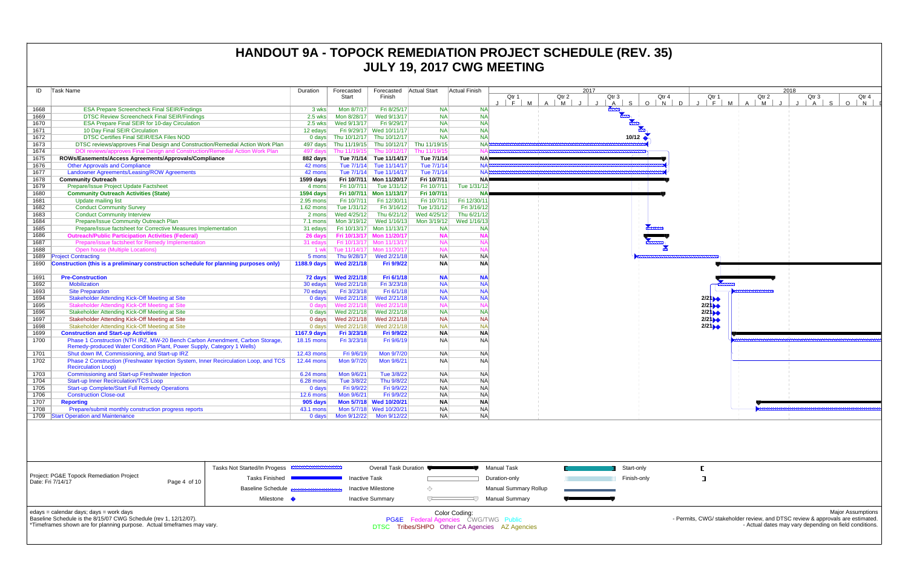# HANDOUT 9A - TOPOCK REMEDIATION PROJECT SCHEDULE (REV. 35)
# JULY 19, 2017 CWG MEETING

| ID | Task Name | Duration | Forecasted Start | Forecasted Finish | Actual Start | Actual Finish |
|---|---|---|---|---|---|---|
| 1668 | ESA Prepare Screencheck Final SEIR/Findings | 3 wks | Mon 8/7/17 | Fri 8/25/17 | NA | NA |
| 1669 | DTSC Review Screencheck Final SEIR/Findings | 2.5 wks | Mon 8/28/17 | Wed 9/13/17 | NA | NA |
| 1670 | ESA Prepare Final SEIR for 10-day Circulation | 2.5 wks | Wed 9/13/17 | Fri 9/29/17 | NA | NA |
| 1671 | 10 Day Final SEIR Circulation | 12 edays | Fri 9/29/17 | Wed 10/11/17 | NA | NA |
| 1672 | DTSC Certifies Final SEIR/ESA Files NOD | 0 days | Thu 10/12/17 | Thu 10/12/17 | NA | NA |
| 1673 | DTSC reviews/approves Final Design and Construction/Remedial Action Work Plan | 497 days | Thu 11/19/15 | Thu 10/12/17 | Thu 11/19/15 | NA |
| 1674 | DOI reviews/approves Final Design and Construction/Remedial Action Work Plan | 497 days | Thu 11/19/15 | Thu 10/12/17 | Thu 11/19/15 | NA |
| 1675 | **ROWs/Easements/Access Agreements/Approvals/Compliance** | **882 days** | **Tue 7/1/14** | **Tue 11/14/17** | **Tue 7/1/14** | **NA** |
| 1676 | Other Approvals and Compliance | 42 mons | Tue 7/1/14 | Tue 11/14/17 | Tue 7/1/14 | NA |
| 1677 | Landowner Agreements/Leasing/ROW Agreements | 42 mons | Tue 7/1/14 | Tue 11/14/17 | Tue 7/1/14 | NA |
| 1678 | **Community Outreach** | **1599 days** | **Fri 10/7/11** | **Mon 11/20/17** | **Fri 10/7/11** | **NA** |
| 1679 | Prepare/Issue Project Update Factsheet | 4 mons | Fri 10/7/11 | Tue 1/31/12 | Fri 10/7/11 | Tue 1/31/12 |
| 1680 | **Community Outreach Activities (State)** | **1594 days** | **Fri 10/7/11** | **Mon 11/13/17** | **Fri 10/7/11** | **NA** |
| 1681 | Update mailing list | 2.95 mons | Fri 10/7/11 | Fri 12/30/11 | Fri 10/7/11 | Fri 12/30/11 |
| 1682 | Conduct Community Survey | 1.62 mons | Tue 1/31/12 | Fri 3/16/12 | Tue 1/31/12 | Fri 3/16/12 |
| 1683 | Conduct Community Interview | 2 mons | Wed 4/25/12 | Thu 6/21/12 | Wed 4/25/12 | Thu 6/21/12 |
| 1684 | Prepare/Issue Community Outreach Plan | 7.1 mons | Mon 3/19/12 | Wed 1/16/13 | Mon 3/19/12 | Wed 1/16/13 |
| 1685 | Prepare/Issue factsheet for Corrective Measures Implementation | 31 edays | Fri 10/13/17 | Mon 11/13/17 | NA | NA |
| 1686 | **Outreach/Public Participation Activities (Federal)** | **26 days** | **Fri 10/13/17** | **Mon 11/20/17** | **NA** | **NA** |
| 1687 | Prepare/issue factsheet for Remedy Implementation | 31 edays | Fri 10/13/17 | Mon 11/13/17 | NA | NA |
| 1688 | Open house (Multiple Locations) | 1 wk | Tue 11/14/17 | Mon 11/20/17 | NA | NA |
| 1689 | Project Contracting | 5 mons | Thu 9/28/17 | Wed 2/21/18 | NA | NA |
| 1690 | **Construction (this is a preliminary construction schedule for planning purposes only)** | **1188.9 days** | **Wed 2/21/18** | **Fri 9/9/22** | **NA** | **NA** |
| 1691 | **Pre-Construction** | **72 days** | **Wed 2/21/18** | **Fri 6/1/18** | **NA** | **NA** |
| 1692 | Mobilization | 30 edays | Wed 2/21/18 | Fri 3/23/18 | NA | NA |
| 1693 | Site Preparation | 70 edays | Fri 3/23/18 | Fri 6/1/18 | NA | NA |
| 1694 | Stakeholder Attending Kick-Off Meeting at Site | 0 days | Wed 2/21/18 | Wed 2/21/18 | NA | NA |
| 1695 | Stakeholder Attending Kick-Off Meeting at Site | 0 days | Wed 2/21/18 | Wed 2/21/18 | NA | NA |
| 1696 | Stakeholder Attending Kick-Off Meeting at Site | 0 days | Wed 2/21/18 | Wed 2/21/18 | NA | NA |
| 1697 | Stakeholder Attending Kick-Off Meeting at Site | 0 days | Wed 2/21/18 | Wed 2/21/18 | NA | NA |
| 1698 | Stakeholder Attending Kick-Off Meeting at Site | 0 days | Wed 2/21/18 | Wed 2/21/18 | NA | NA |
| 1699 | **Construction and Start-up Activities** | **1167.9 days** | **Fri 3/23/18** | **Fri 9/9/22** | **NA** | **NA** |
| 1700 | Phase 1 Construction (NTH IRZ, MW-20 Bench Carbon Amendment, Carbon Storage, Remedy-produced Water Condition Plant, Power Supply, Category 1 Wells) | 18.15 mons | Fri 3/23/18 | Fri 9/6/19 | NA | NA |
| 1701 | Shut down IM, Commissioning, and Start-up IRZ | 12.43 mons | Fri 9/6/19 | Mon 9/7/20 | NA | NA |
| 1702 | Phase 2 Construction (Freshwater Injection System, Inner Recirculation Loop, and TCS Recirculation Loop) | 12.44 mons | Mon 9/7/20 | Mon 9/6/21 | NA | NA |
| 1703 | Commissioning and Start-up Freshwater Injection | 6.24 mons | Mon 9/6/21 | Tue 3/8/22 | NA | NA |
| 1704 | Start-up Inner Recirculation/TCS Loop | 6.28 mons | Tue 3/8/22 | Thu 9/8/22 | NA | NA |
| 1705 | Start-up Complete/Start Full Remedy Operations | 0 days | Fri 9/9/22 | Fri 9/9/22 | NA | NA |
| 1706 | Construction Close-out | 12.6 mons | Mon 9/6/21 | Fri 9/9/22 | NA | NA |
| 1707 | **Reporting** | **905 days** | **Mon 5/7/18** | **Wed 10/20/21** | **NA** | **NA** |
| 1708 | Prepare/submit monthly construction progress reports | 43.1 mons | Mon 5/7/18 | Wed 10/20/21 | NA | NA |
| 1709 | Start Operation and Maintenance | 0 days | Mon 9/12/22 | Mon 9/12/22 | NA | NA |

2017: Qtr 1, Qtr 2, Qtr 3, Qtr 4 — J F M A M J J A S O N D
2018: Qtr 1, Qtr 2, Qtr 3, Qtr 4 — J F M A M J J A S O N D

10/12

2/21
2/21
2/21
2/21
2/21

Project: PG&E Topock Remediation Project
Date: Fri 7/14/17

Legend: Tasks Not Started/In Progess; Tasks Finished; Baseline Schedule; Milestone; Overall Task Duration; Inactive Task; Inactive Milestone; Inactive Summary; Manual Task; Duration-only; Manual Summary Rollup; Manual Summary; Start-only; Finish-only

edays = calendar days; days = work days
Baseline Schedule is the 8/15/07 CWG Schedule (rev 1, 12/12/07).
*Timeframes shown are for planning purpose. Actual timeframes may vary.

Color Coding:
PG&E Federal Agencies CWG/TWG Public
DTSC Tribes/SHPO Other CA Agencies AZ Agencies

Major Assumptions
- Permits, CWG/ stakeholder review, and DTSC review & approvals are estimated.
- Actual dates may vary depending on field conditions.